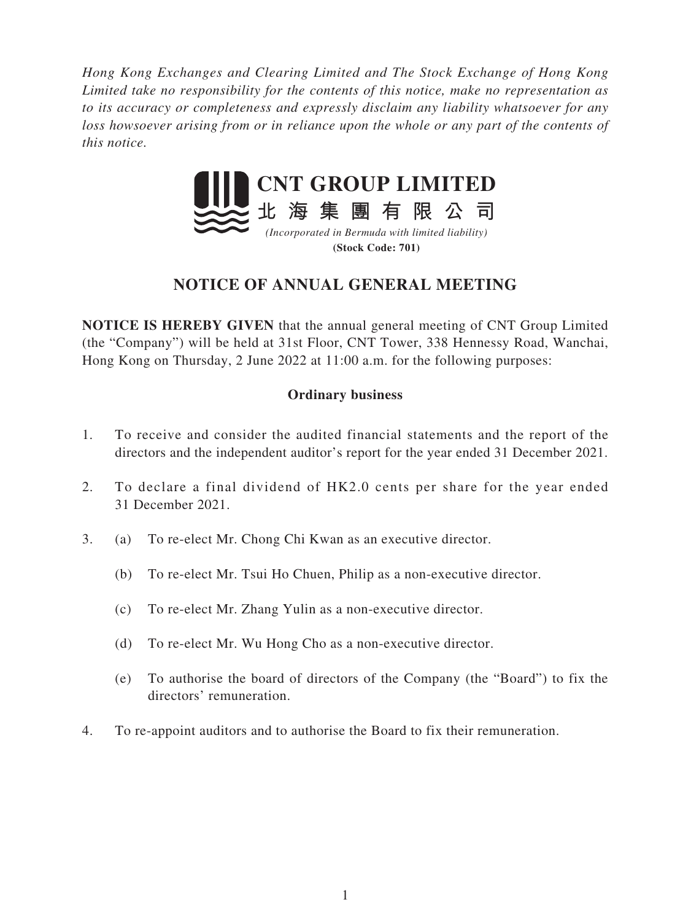*Hong Kong Exchanges and Clearing Limited and The Stock Exchange of Hong Kong Limited take no responsibility for the contents of this notice, make no representation as to its accuracy or completeness and expressly disclaim any liability whatsoever for any loss howsoever arising from or in reliance upon the whole or any part of the contents of this notice.*

# CNT GROUP LIMITED
# 北 海 集 團 有 限 公 司

*(Incorporated in Bermuda with limited liability)*

**(Stock Code: 701)**

## NOTICE OF ANNUAL GENERAL MEETING

**NOTICE IS HEREBY GIVEN** that the annual general meeting of CNT Group Limited (the "Company") will be held at 31st Floor, CNT Tower, 338 Hennessy Road, Wanchai, Hong Kong on Thursday, 2 June 2022 at 11:00 a.m. for the following purposes:

### Ordinary business

1. To receive and consider the audited financial statements and the report of the directors and the independent auditor's report for the year ended 31 December 2021.

2. To declare a final dividend of HK2.0 cents per share for the year ended 31 December 2021.

3. (a) To re-elect Mr. Chong Chi Kwan as an executive director.

   (b) To re-elect Mr. Tsui Ho Chuen, Philip as a non-executive director.

   (c) To re-elect Mr. Zhang Yulin as a non-executive director.

   (d) To re-elect Mr. Wu Hong Cho as a non-executive director.

   (e) To authorise the board of directors of the Company (the "Board") to fix the directors' remuneration.

4. To re-appoint auditors and to authorise the Board to fix their remuneration.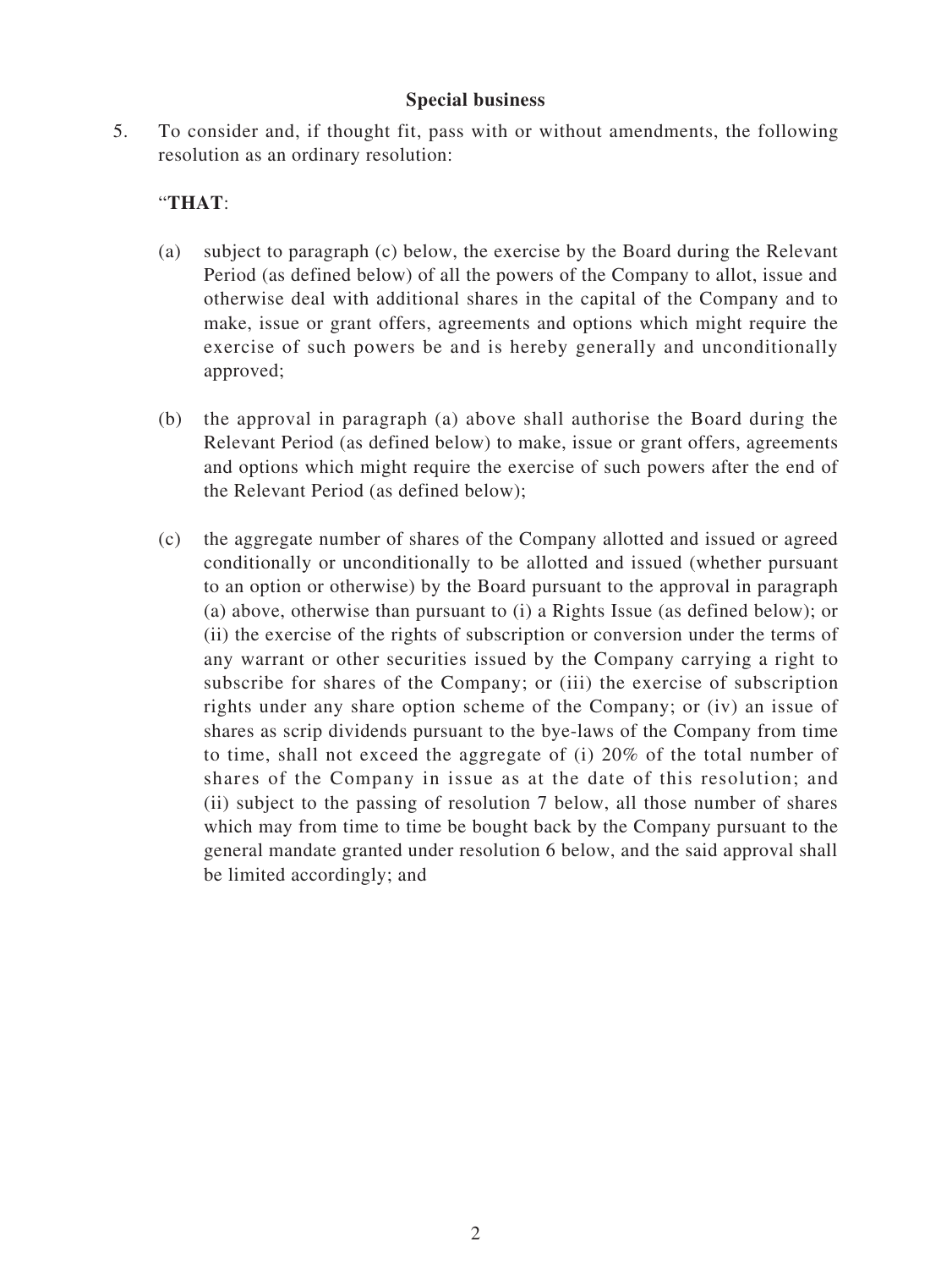**Special business**

5. To consider and, if thought fit, pass with or without amendments, the following resolution as an ordinary resolution:

"**THAT**:

(a) subject to paragraph (c) below, the exercise by the Board during the Relevant Period (as defined below) of all the powers of the Company to allot, issue and otherwise deal with additional shares in the capital of the Company and to make, issue or grant offers, agreements and options which might require the exercise of such powers be and is hereby generally and unconditionally approved;

(b) the approval in paragraph (a) above shall authorise the Board during the Relevant Period (as defined below) to make, issue or grant offers, agreements and options which might require the exercise of such powers after the end of the Relevant Period (as defined below);

(c) the aggregate number of shares of the Company allotted and issued or agreed conditionally or unconditionally to be allotted and issued (whether pursuant to an option or otherwise) by the Board pursuant to the approval in paragraph (a) above, otherwise than pursuant to (i) a Rights Issue (as defined below); or (ii) the exercise of the rights of subscription or conversion under the terms of any warrant or other securities issued by the Company carrying a right to subscribe for shares of the Company; or (iii) the exercise of subscription rights under any share option scheme of the Company; or (iv) an issue of shares as scrip dividends pursuant to the bye-laws of the Company from time to time, shall not exceed the aggregate of (i) 20% of the total number of shares of the Company in issue as at the date of this resolution; and (ii) subject to the passing of resolution 7 below, all those number of shares which may from time to time be bought back by the Company pursuant to the general mandate granted under resolution 6 below, and the said approval shall be limited accordingly; and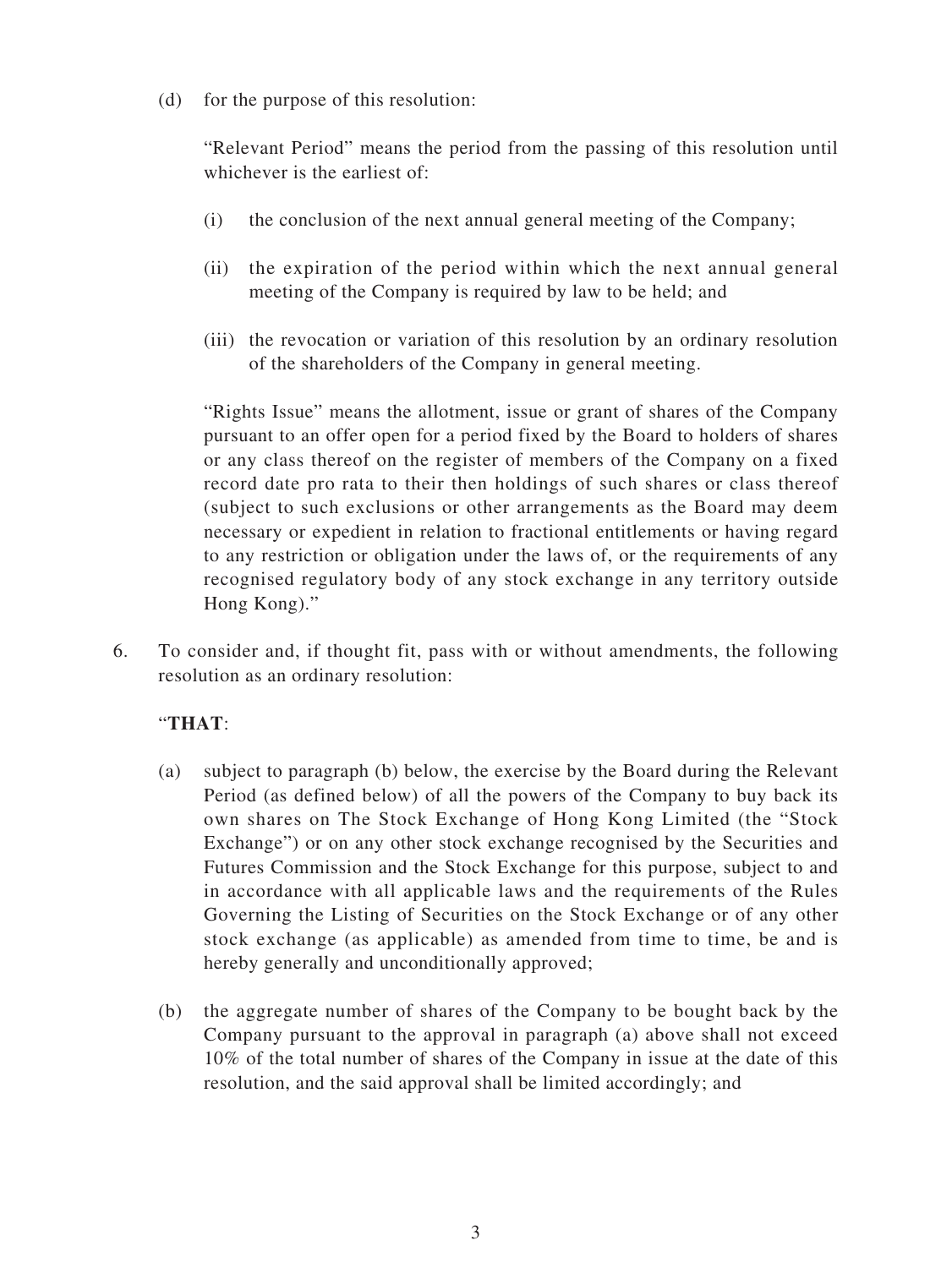(d) for the purpose of this resolution:

"Relevant Period" means the period from the passing of this resolution until whichever is the earliest of:

(i) the conclusion of the next annual general meeting of the Company;

(ii) the expiration of the period within which the next annual general meeting of the Company is required by law to be held; and

(iii) the revocation or variation of this resolution by an ordinary resolution of the shareholders of the Company in general meeting.

"Rights Issue" means the allotment, issue or grant of shares of the Company pursuant to an offer open for a period fixed by the Board to holders of shares or any class thereof on the register of members of the Company on a fixed record date pro rata to their then holdings of such shares or class thereof (subject to such exclusions or other arrangements as the Board may deem necessary or expedient in relation to fractional entitlements or having regard to any restriction or obligation under the laws of, or the requirements of any recognised regulatory body of any stock exchange in any territory outside Hong Kong)."

6. To consider and, if thought fit, pass with or without amendments, the following resolution as an ordinary resolution:

"**THAT**:

(a) subject to paragraph (b) below, the exercise by the Board during the Relevant Period (as defined below) of all the powers of the Company to buy back its own shares on The Stock Exchange of Hong Kong Limited (the "Stock Exchange") or on any other stock exchange recognised by the Securities and Futures Commission and the Stock Exchange for this purpose, subject to and in accordance with all applicable laws and the requirements of the Rules Governing the Listing of Securities on the Stock Exchange or of any other stock exchange (as applicable) as amended from time to time, be and is hereby generally and unconditionally approved;

(b) the aggregate number of shares of the Company to be bought back by the Company pursuant to the approval in paragraph (a) above shall not exceed 10% of the total number of shares of the Company in issue at the date of this resolution, and the said approval shall be limited accordingly; and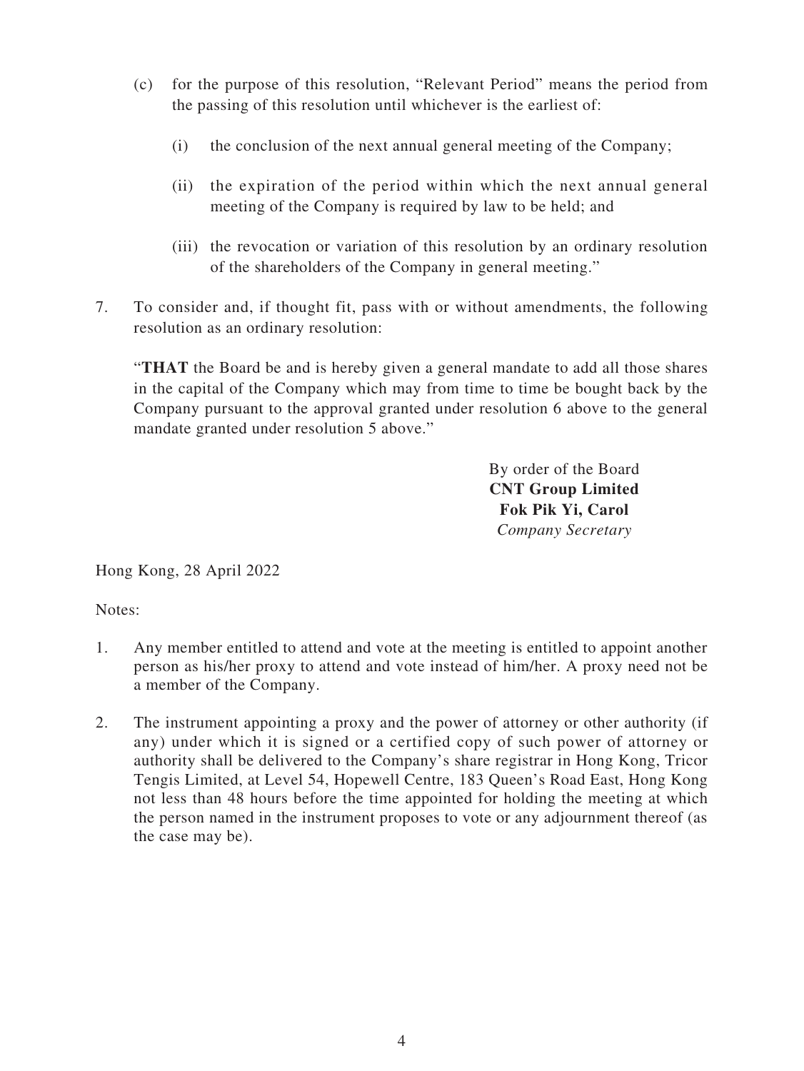(c) for the purpose of this resolution, "Relevant Period" means the period from the passing of this resolution until whichever is the earliest of:

   (i) the conclusion of the next annual general meeting of the Company;

   (ii) the expiration of the period within which the next annual general meeting of the Company is required by law to be held; and

   (iii) the revocation or variation of this resolution by an ordinary resolution of the shareholders of the Company in general meeting."

7. To consider and, if thought fit, pass with or without amendments, the following resolution as an ordinary resolution:

   "**THAT** the Board be and is hereby given a general mandate to add all those shares in the capital of the Company which may from time to time be bought back by the Company pursuant to the approval granted under resolution 6 above to the general mandate granted under resolution 5 above."

By order of the Board
**CNT Group Limited**
**Fok Pik Yi, Carol**
*Company Secretary*

Hong Kong, 28 April 2022

Notes:

1. Any member entitled to attend and vote at the meeting is entitled to appoint another person as his/her proxy to attend and vote instead of him/her. A proxy need not be a member of the Company.

2. The instrument appointing a proxy and the power of attorney or other authority (if any) under which it is signed or a certified copy of such power of attorney or authority shall be delivered to the Company's share registrar in Hong Kong, Tricor Tengis Limited, at Level 54, Hopewell Centre, 183 Queen's Road East, Hong Kong not less than 48 hours before the time appointed for holding the meeting at which the person named in the instrument proposes to vote or any adjournment thereof (as the case may be).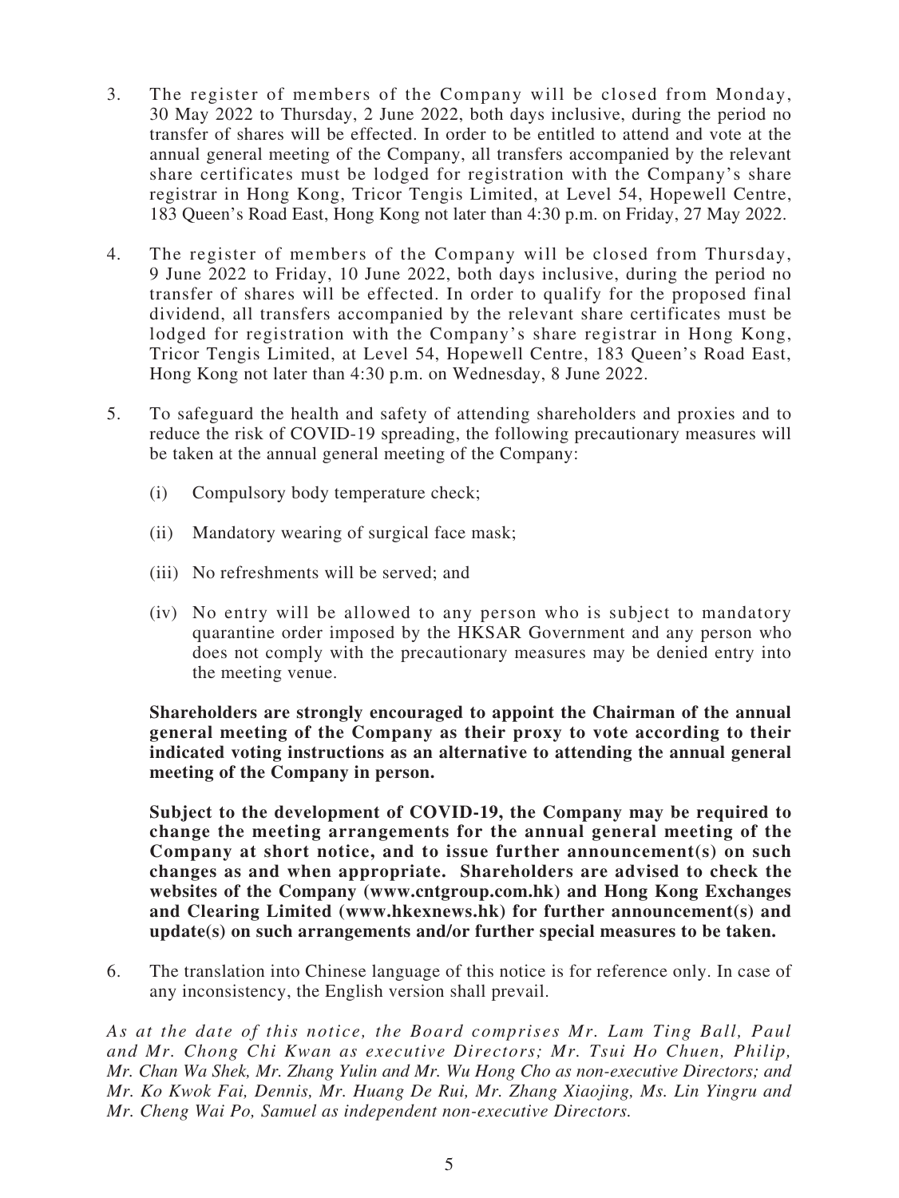3. The register of members of the Company will be closed from Monday, 30 May 2022 to Thursday, 2 June 2022, both days inclusive, during the period no transfer of shares will be effected. In order to be entitled to attend and vote at the annual general meeting of the Company, all transfers accompanied by the relevant share certificates must be lodged for registration with the Company's share registrar in Hong Kong, Tricor Tengis Limited, at Level 54, Hopewell Centre, 183 Queen's Road East, Hong Kong not later than 4:30 p.m. on Friday, 27 May 2022.

4. The register of members of the Company will be closed from Thursday, 9 June 2022 to Friday, 10 June 2022, both days inclusive, during the period no transfer of shares will be effected. In order to qualify for the proposed final dividend, all transfers accompanied by the relevant share certificates must be lodged for registration with the Company's share registrar in Hong Kong, Tricor Tengis Limited, at Level 54, Hopewell Centre, 183 Queen's Road East, Hong Kong not later than 4:30 p.m. on Wednesday, 8 June 2022.

5. To safeguard the health and safety of attending shareholders and proxies and to reduce the risk of COVID-19 spreading, the following precautionary measures will be taken at the annual general meeting of the Company:

   (i) Compulsory body temperature check;

   (ii) Mandatory wearing of surgical face mask;

   (iii) No refreshments will be served; and

   (iv) No entry will be allowed to any person who is subject to mandatory quarantine order imposed by the HKSAR Government and any person who does not comply with the precautionary measures may be denied entry into the meeting venue.

   **Shareholders are strongly encouraged to appoint the Chairman of the annual general meeting of the Company as their proxy to vote according to their indicated voting instructions as an alternative to attending the annual general meeting of the Company in person.**

   **Subject to the development of COVID-19, the Company may be required to change the meeting arrangements for the annual general meeting of the Company at short notice, and to issue further announcement(s) on such changes as and when appropriate. Shareholders are advised to check the websites of the Company (www.cntgroup.com.hk) and Hong Kong Exchanges and Clearing Limited (www.hkexnews.hk) for further announcement(s) and update(s) on such arrangements and/or further special measures to be taken.**

6. The translation into Chinese language of this notice is for reference only. In case of any inconsistency, the English version shall prevail.

*As at the date of this notice, the Board comprises Mr. Lam Ting Ball, Paul and Mr. Chong Chi Kwan as executive Directors; Mr. Tsui Ho Chuen, Philip, Mr. Chan Wa Shek, Mr. Zhang Yulin and Mr. Wu Hong Cho as non-executive Directors; and Mr. Ko Kwok Fai, Dennis, Mr. Huang De Rui, Mr. Zhang Xiaojing, Ms. Lin Yingru and Mr. Cheng Wai Po, Samuel as independent non-executive Directors.*